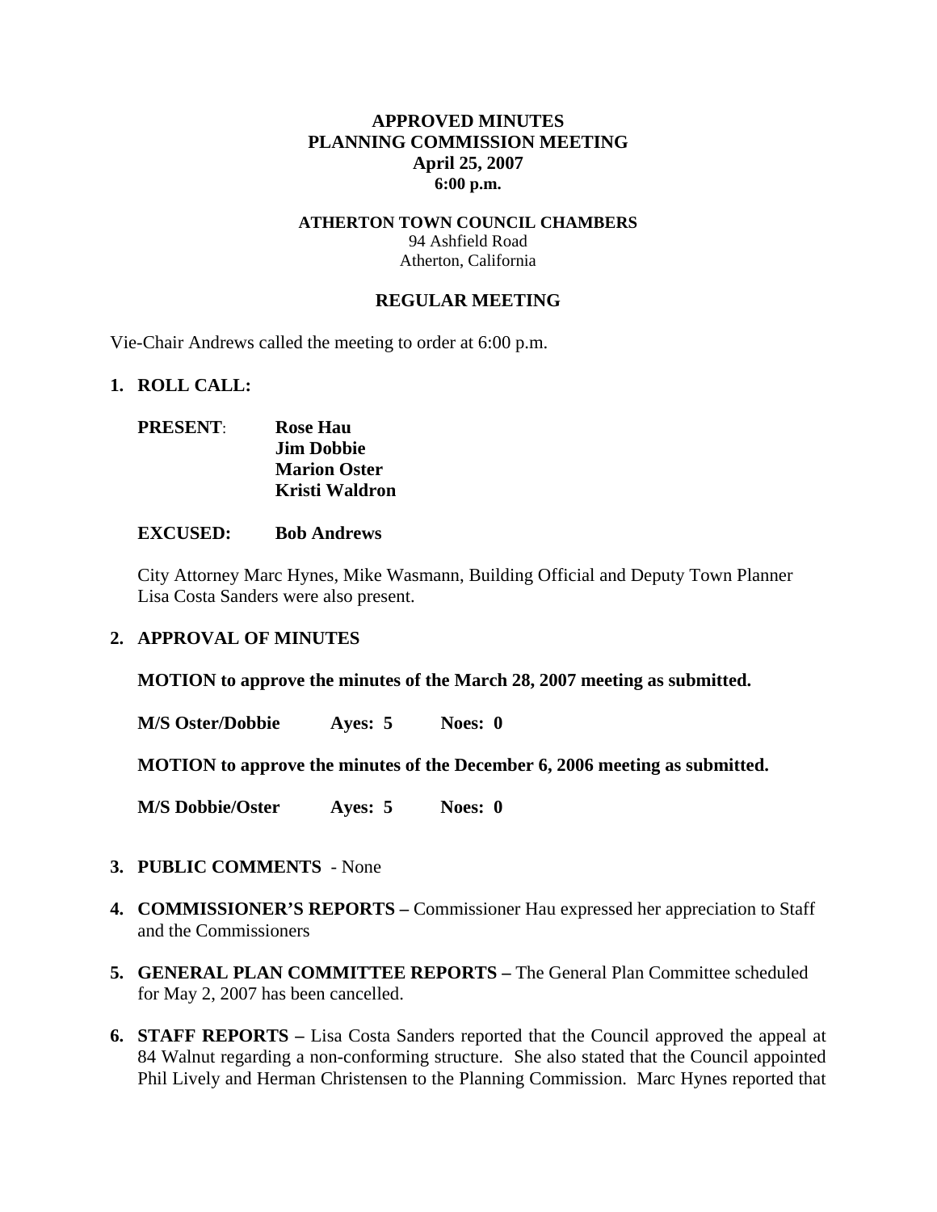**APPROVED MINUTES**
**PLANNING COMMISSION MEETING**
**April 25, 2007**
**6:00 p.m.**

**ATHERTON TOWN COUNCIL CHAMBERS**
94 Ashfield Road
Atherton, California

**REGULAR MEETING**

Vie-Chair Andrews called the meeting to order at 6:00 p.m.

1. **ROLL CALL:**

   **PRESENT**: **Rose Hau**
   **Jim Dobbie**
   **Marion Oster**
   **Kristi Waldron**

   **EXCUSED: Bob Andrews**

   City Attorney Marc Hynes, Mike Wasmann, Building Official and Deputy Town Planner Lisa Costa Sanders were also present.

2. **APPROVAL OF MINUTES**

   **MOTION to approve the minutes of the March 28, 2007 meeting as submitted.**

   **M/S Oster/Dobbie Ayes: 5 Noes: 0**

   **MOTION to approve the minutes of the December 6, 2006 meeting as submitted.**

   **M/S Dobbie/Oster Ayes: 5 Noes: 0**

3. **PUBLIC COMMENTS** - None

4. **COMMISSIONER'S REPORTS –** Commissioner Hau expressed her appreciation to Staff and the Commissioners

5. **GENERAL PLAN COMMITTEE REPORTS –** The General Plan Committee scheduled for May 2, 2007 has been cancelled.

6. **STAFF REPORTS –** Lisa Costa Sanders reported that the Council approved the appeal at 84 Walnut regarding a non-conforming structure. She also stated that the Council appointed Phil Lively and Herman Christensen to the Planning Commission. Marc Hynes reported that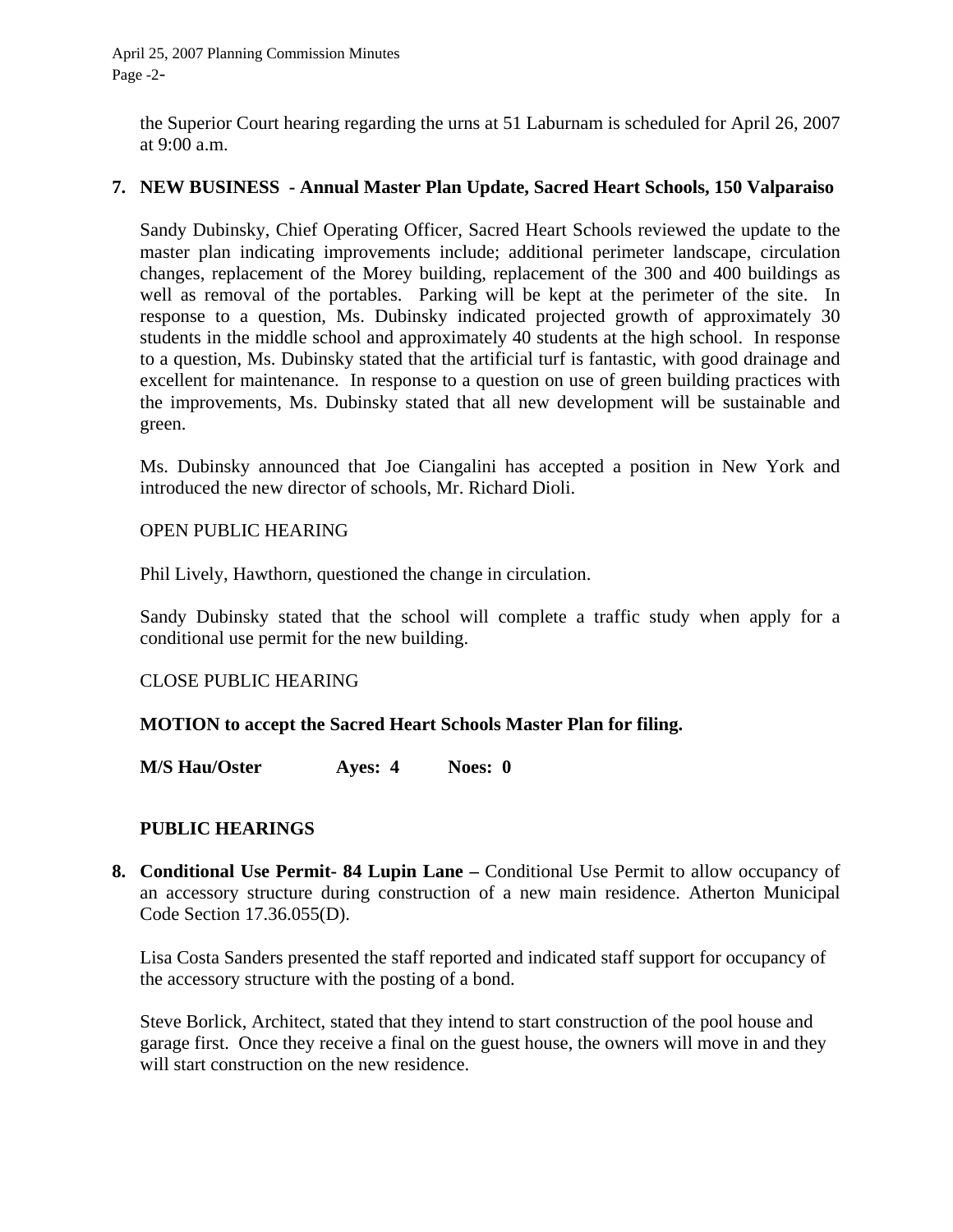the Superior Court hearing regarding the urns at 51 Laburnam is scheduled for April 26, 2007 at 9:00 a.m.

**7. NEW BUSINESS - Annual Master Plan Update, Sacred Heart Schools, 150 Valparaiso**

Sandy Dubinsky, Chief Operating Officer, Sacred Heart Schools reviewed the update to the master plan indicating improvements include; additional perimeter landscape, circulation changes, replacement of the Morey building, replacement of the 300 and 400 buildings as well as removal of the portables. Parking will be kept at the perimeter of the site. In response to a question, Ms. Dubinsky indicated projected growth of approximately 30 students in the middle school and approximately 40 students at the high school. In response to a question, Ms. Dubinsky stated that the artificial turf is fantastic, with good drainage and excellent for maintenance. In response to a question on use of green building practices with the improvements, Ms. Dubinsky stated that all new development will be sustainable and green.

Ms. Dubinsky announced that Joe Ciangalini has accepted a position in New York and introduced the new director of schools, Mr. Richard Dioli.

OPEN PUBLIC HEARING

Phil Lively, Hawthorn, questioned the change in circulation.

Sandy Dubinsky stated that the school will complete a traffic study when apply for a conditional use permit for the new building.

CLOSE PUBLIC HEARING

**MOTION to accept the Sacred Heart Schools Master Plan for filing.**

**M/S Hau/Oster Ayes: 4 Noes: 0**

**PUBLIC HEARINGS**

**8. Conditional Use Permit- 84 Lupin Lane –** Conditional Use Permit to allow occupancy of an accessory structure during construction of a new main residence. Atherton Municipal Code Section 17.36.055(D).

Lisa Costa Sanders presented the staff reported and indicated staff support for occupancy of the accessory structure with the posting of a bond.

Steve Borlick, Architect, stated that they intend to start construction of the pool house and garage first. Once they receive a final on the guest house, the owners will move in and they will start construction on the new residence.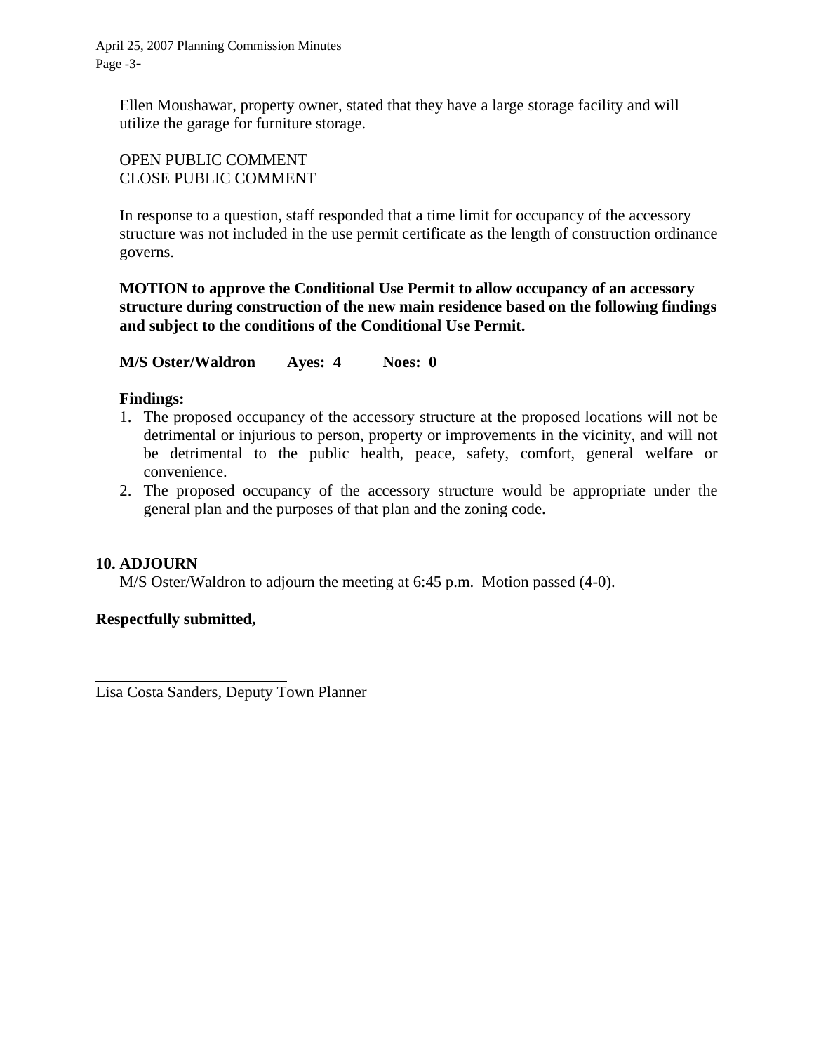Ellen Moushawar, property owner, stated that they have a large storage facility and will utilize the garage for furniture storage.

OPEN PUBLIC COMMENT
CLOSE PUBLIC COMMENT

In response to a question, staff responded that a time limit for occupancy of the accessory structure was not included in the use permit certificate as the length of construction ordinance governs.

**MOTION to approve the Conditional Use Permit to allow occupancy of an accessory structure during construction of the new main residence based on the following findings and subject to the conditions of the Conditional Use Permit.**

**M/S Oster/Waldron Ayes: 4 Noes: 0**

**Findings:**

1. The proposed occupancy of the accessory structure at the proposed locations will not be detrimental or injurious to person, property or improvements in the vicinity, and will not be detrimental to the public health, peace, safety, comfort, general welfare or convenience.
2. The proposed occupancy of the accessory structure would be appropriate under the general plan and the purposes of that plan and the zoning code.

**10. ADJOURN**

M/S Oster/Waldron to adjourn the meeting at 6:45 p.m. Motion passed (4-0).

**Respectfully submitted,**

Lisa Costa Sanders, Deputy Town Planner